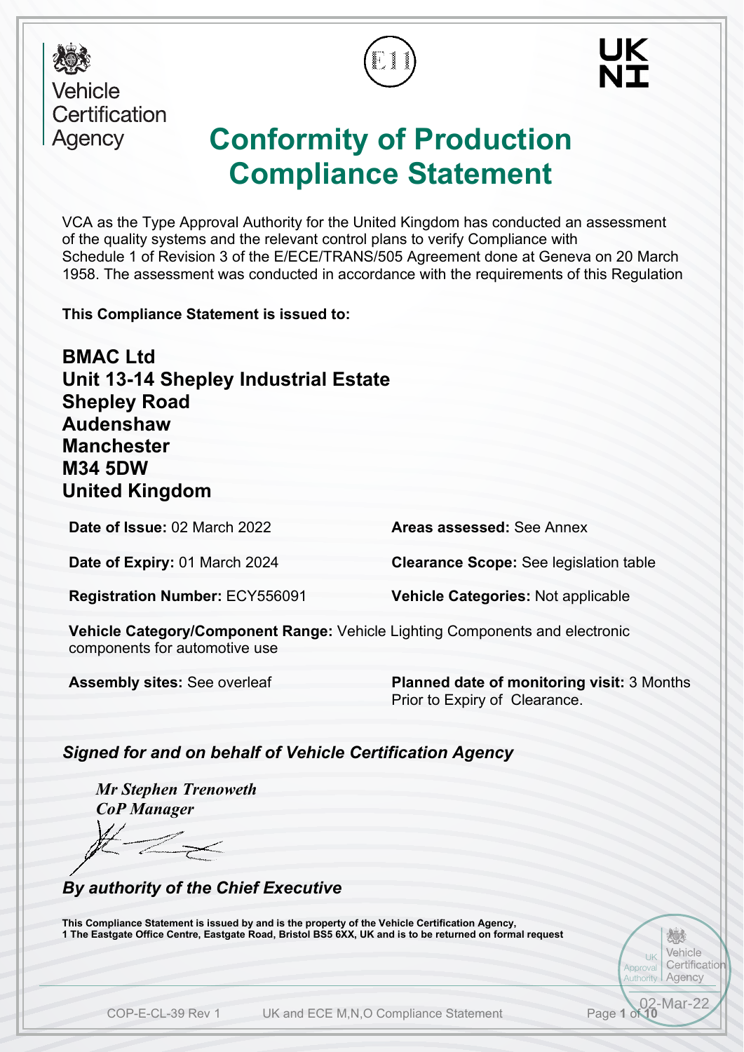Vehicle Certification Agency

UK NI

# Conformity of Production Compliance Statement

VCA as the Type Approval Authority for the United Kingdom has conducted an assessment of the quality systems and the relevant control plans to verify Compliance with Schedule 1 of Revision 3 of the E/ECE/TRANS/505 Agreement done at Geneva on 20 March 1958. The assessment was conducted in accordance with the requirements of this Regulation

**This Compliance Statement is issued to:**

**BMAC Ltd**
**Unit 13-14 Shepley Industrial Estate**
**Shepley Road**
**Audenshaw**
**Manchester**
**M34 5DW**
**United Kingdom**

**Date of Issue:** 02 March 2022

**Areas assessed:** See Annex

**Date of Expiry:** 01 March 2024

**Clearance Scope:** See legislation table

**Registration Number:** ECY556091

**Vehicle Categories:** Not applicable

**Vehicle Category/Component Range:** Vehicle Lighting Components and electronic components for automotive use

**Assembly sites:** See overleaf

**Planned date of monitoring visit:** 3 Months Prior to Expiry of Clearance.

***Signed for and on behalf of Vehicle Certification Agency***

***Mr Stephen Trenoweth***
***CoP Manager***

***By authority of the Chief Executive***

**This Compliance Statement is issued by and is the property of the Vehicle Certification Agency, 1 The Eastgate Office Centre, Eastgate Road, Bristol BS5 6XX, UK and is to be returned on formal request**

UK Approval Authority | Vehicle Certification Agency
02-Mar-22

COP-E-CL-39 Rev 1 UK and ECE M,N,O Compliance Statement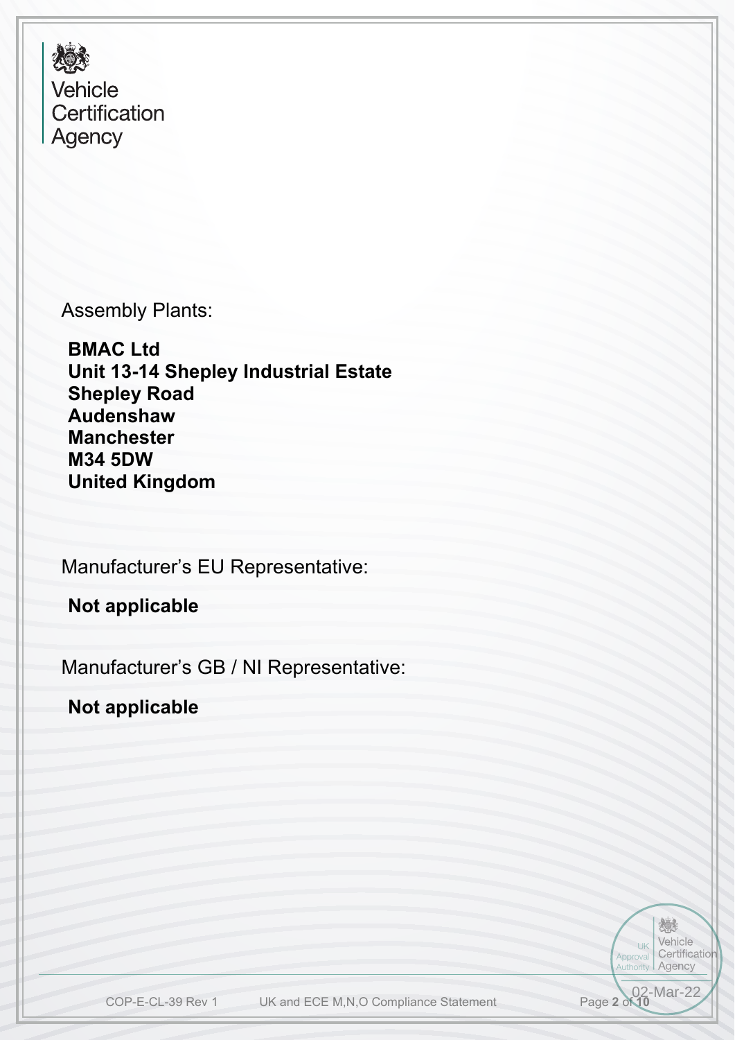Vehicle Certification Agency

Assembly Plants:

**BMAC Ltd**
**Unit 13-14 Shepley Industrial Estate**
**Shepley Road**
**Audenshaw**
**Manchester**
**M34 5DW**
**United Kingdom**

Manufacturer's EU Representative:

**Not applicable**

Manufacturer's GB / NI Representative:

**Not applicable**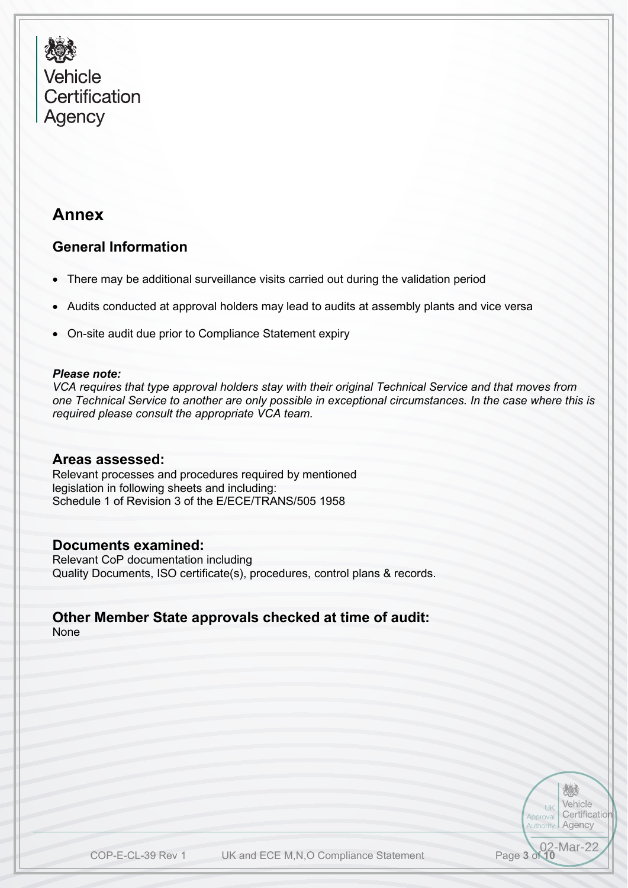Vehicle
Certification
Agency

# Annex

## General Information

- There may be additional surveillance visits carried out during the validation period
- Audits conducted at approval holders may lead to audits at assembly plants and vice versa
- On-site audit due prior to Compliance Statement expiry

***Please note:***
*VCA requires that type approval holders stay with their original Technical Service and that moves from one Technical Service to another are only possible in exceptional circumstances. In the case where this is required please consult the appropriate VCA team.*

### Areas assessed:

Relevant processes and procedures required by mentioned legislation in following sheets and including:
Schedule 1 of Revision 3 of the E/ECE/TRANS/505 1958

### Documents examined:

Relevant CoP documentation including
Quality Documents, ISO certificate(s), procedures, control plans & records.

### Other Member State approvals checked at time of audit:

None

02-Mar-22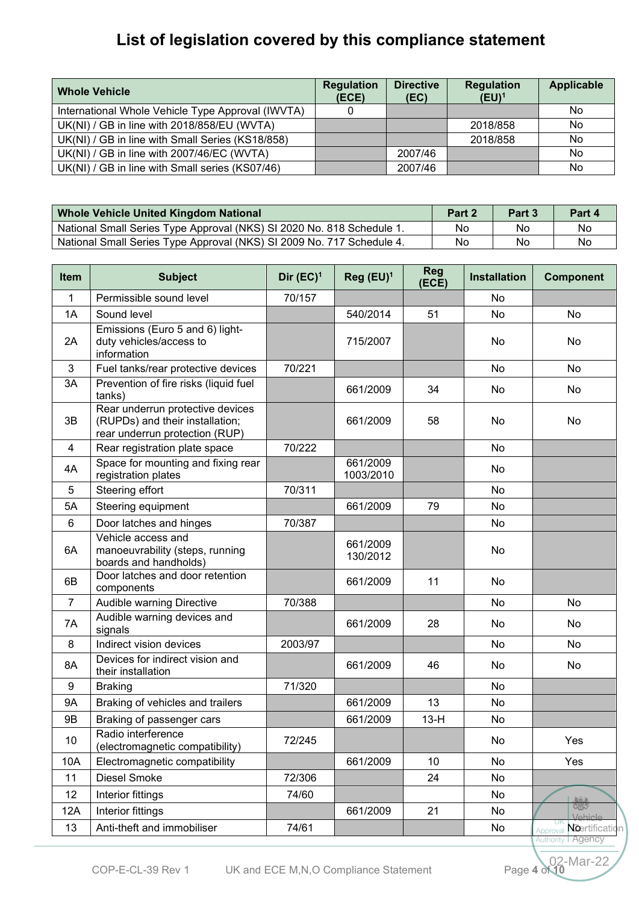# List of legislation covered by this compliance statement

| Whole Vehicle | Regulation (ECE) | Directive (EC) | Regulation (EU)[1] | Applicable |
|---|---|---|---|---|
| International Whole Vehicle Type Approval (IWVTA) | 0 | | | No |
| UK(NI) / GB in line with 2018/858/EU (WVTA) | | | 2018/858 | No |
| UK(NI) / GB in line with Small Series (KS18/858) | | | 2018/858 | No |
| UK(NI) / GB in line with 2007/46/EC (WVTA) | | 2007/46 | | No |
| UK(NI) / GB in line with Small series (KS07/46) | | 2007/46 | | No |

| Whole Vehicle United Kingdom National | Part 2 | Part 3 | Part 4 |
|---|---|---|---|
| National Small Series Type Approval (NKS) SI 2020 No. 818 Schedule 1. | No | No | No |
| National Small Series Type Approval (NKS) SI 2009 No. 717 Schedule 4. | No | No | No |

| Item | Subject | Dir (EC)[1] | Reg (EU)[1] | Reg (ECE) | Installation | Component |
|---|---|---|---|---|---|---|
| 1 | Permissible sound level | 70/157 | | | No | |
| 1A | Sound level | | 540/2014 | 51 | No | No |
| 2A | Emissions (Euro 5 and 6) light-duty vehicles/access to information | | 715/2007 | | No | No |
| 3 | Fuel tanks/rear protective devices | 70/221 | | | No | No |
| 3A | Prevention of fire risks (liquid fuel tanks) | | 661/2009 | 34 | No | No |
| 3B | Rear underrun protective devices (RUPDs) and their installation; rear underrun protection (RUP) | | 661/2009 | 58 | No | No |
| 4 | Rear registration plate space | 70/222 | | | No | |
| 4A | Space for mounting and fixing rear registration plates | | 661/2009 1003/2010 | | No | |
| 5 | Steering effort | 70/311 | | | No | |
| 5A | Steering equipment | | 661/2009 | 79 | No | |
| 6 | Door latches and hinges | 70/387 | | | No | |
| 6A | Vehicle access and manoeuvrability (steps, running boards and handholds) | | 661/2009 130/2012 | | No | |
| 6B | Door latches and door retention components | | 661/2009 | 11 | No | |
| 7 | Audible warning Directive | 70/388 | | | No | No |
| 7A | Audible warning devices and signals | | 661/2009 | 28 | No | No |
| 8 | Indirect vision devices | 2003/97 | | | No | No |
| 8A | Devices for indirect vision and their installation | | 661/2009 | 46 | No | No |
| 9 | Braking | 71/320 | | | No | |
| 9A | Braking of vehicles and trailers | | 661/2009 | 13 | No | |
| 9B | Braking of passenger cars | | 661/2009 | 13-H | No | |
| 10 | Radio interference (electromagnetic compatibility) | 72/245 | | | No | Yes |
| 10A | Electromagnetic compatibility | | 661/2009 | 10 | No | Yes |
| 11 | Diesel Smoke | 72/306 | | 24 | No | |
| 12 | Interior fittings | 74/60 | | | No | |
| 12A | Interior fittings | | 661/2009 | 21 | No | |
| 13 | Anti-theft and immobiliser | 74/61 | | | No | No |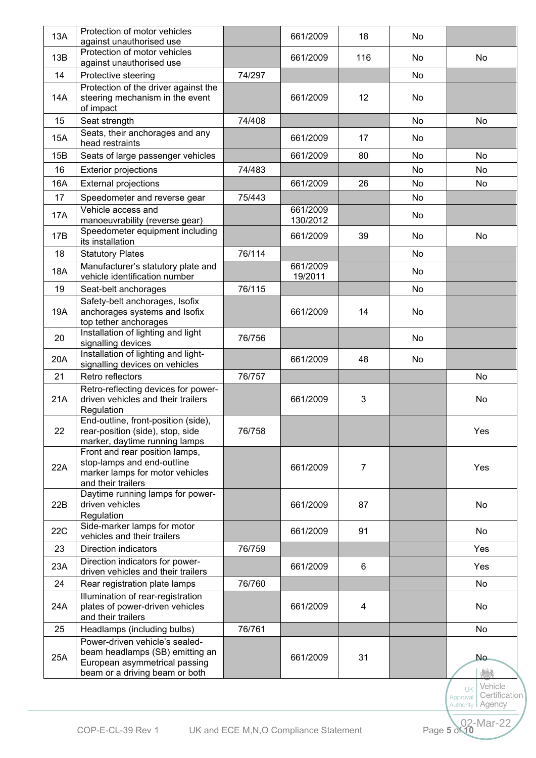| 13A | Protection of motor vehicles against unauthorised use | | 661/2009 | 18 | No | |
|---|---|---|---|---|---|---|
| 13B | Protection of motor vehicles against unauthorised use | | 661/2009 | 116 | No | No |
| 14 | Protective steering | 74/297 | | | No | |
| 14A | Protection of the driver against the steering mechanism in the event of impact | | 661/2009 | 12 | No | |
| 15 | Seat strength | 74/408 | | | No | No |
| 15A | Seats, their anchorages and any head restraints | | 661/2009 | 17 | No | |
| 15B | Seats of large passenger vehicles | | 661/2009 | 80 | No | No |
| 16 | Exterior projections | 74/483 | | | No | No |
| 16A | External projections | | 661/2009 | 26 | No | No |
| 17 | Speedometer and reverse gear | 75/443 | | | No | |
| 17A | Vehicle access and manoeuvrability (reverse gear) | | 661/2009 130/2012 | | No | |
| 17B | Speedometer equipment including its installation | | 661/2009 | 39 | No | No |
| 18 | Statutory Plates | 76/114 | | | No | |
| 18A | Manufacturer's statutory plate and vehicle identification number | | 661/2009 19/2011 | | No | |
| 19 | Seat-belt anchorages | 76/115 | | | No | |
| 19A | Safety-belt anchorages, Isofix anchorages systems and Isofix top tether anchorages | | 661/2009 | 14 | No | |
| 20 | Installation of lighting and light signalling devices | 76/756 | | | No | |
| 20A | Installation of lighting and light-signalling devices on vehicles | | 661/2009 | 48 | No | |
| 21 | Retro reflectors | 76/757 | | | | No |
| 21A | Retro-reflecting devices for power-driven vehicles and their trailers Regulation | | 661/2009 | 3 | | No |
| 22 | End-outline, front-position (side), rear-position (side), stop, side marker, daytime running lamps | 76/758 | | | | Yes |
| 22A | Front and rear position lamps, stop-lamps and end-outline marker lamps for motor vehicles and their trailers | | 661/2009 | 7 | | Yes |
| 22B | Daytime running lamps for power-driven vehicles Regulation | | 661/2009 | 87 | | No |
| 22C | Side-marker lamps for motor vehicles and their trailers | | 661/2009 | 91 | | No |
| 23 | Direction indicators | 76/759 | | | | Yes |
| 23A | Direction indicators for power-driven vehicles and their trailers | | 661/2009 | 6 | | Yes |
| 24 | Rear registration plate lamps | 76/760 | | | | No |
| 24A | Illumination of rear-registration plates of power-driven vehicles and their trailers | | 661/2009 | 4 | | No |
| 25 | Headlamps (including bulbs) | 76/761 | | | | No |
| 25A | Power-driven vehicle's sealed-beam headlamps (SB) emitting an European asymmetrical passing beam or a driving beam or both | | 661/2009 | 31 | | No |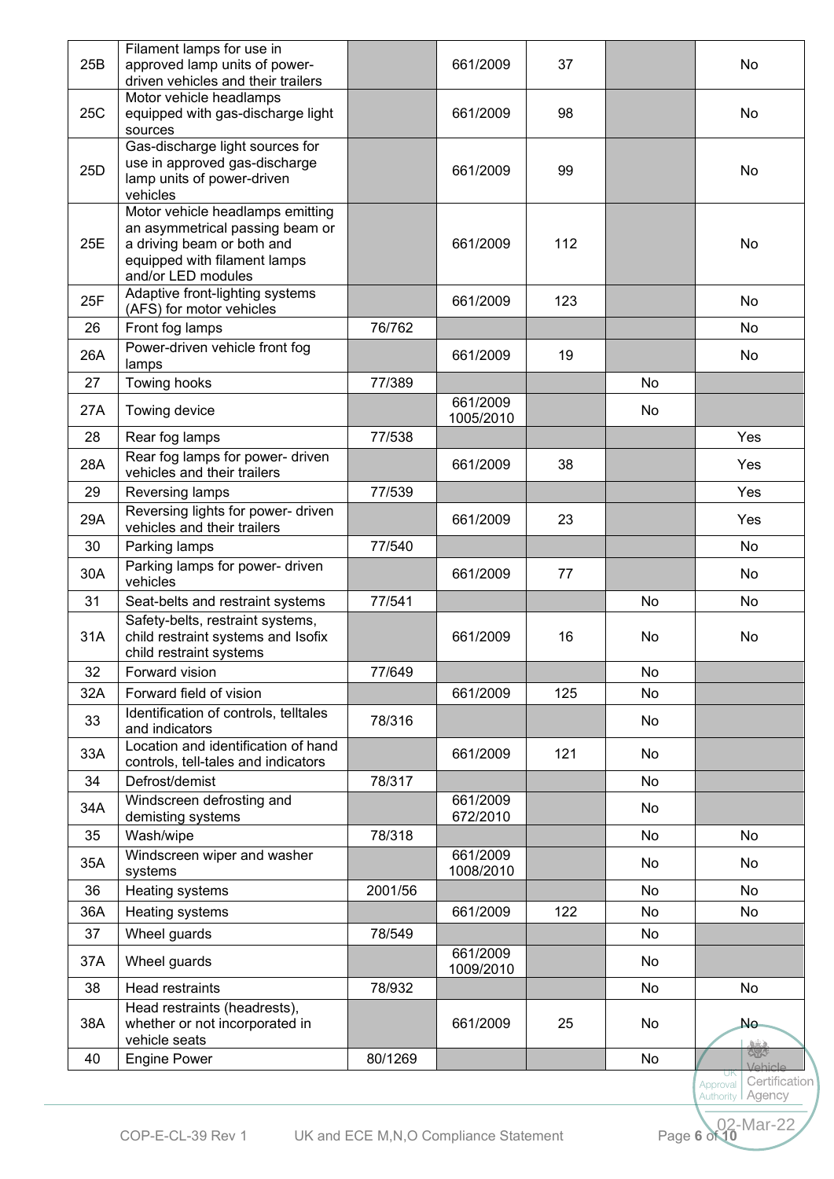| 25B | Filament lamps for use in approved lamp units of power-driven vehicles and their trailers | | 661/2009 | 37 | | No |
|---|---|---|---|---|---|---|
| 25C | Motor vehicle headlamps equipped with gas-discharge light sources | | 661/2009 | 98 | | No |
| 25D | Gas-discharge light sources for use in approved gas-discharge lamp units of power-driven vehicles | | 661/2009 | 99 | | No |
| 25E | Motor vehicle headlamps emitting an asymmetrical passing beam or a driving beam or both and equipped with filament lamps and/or LED modules | | 661/2009 | 112 | | No |
| 25F | Adaptive front-lighting systems (AFS) for motor vehicles | | 661/2009 | 123 | | No |
| 26 | Front fog lamps | 76/762 | | | | No |
| 26A | Power-driven vehicle front fog lamps | | 661/2009 | 19 | | No |
| 27 | Towing hooks | 77/389 | | | No | |
| 27A | Towing device | | 661/2009 1005/2010 | | No | |
| 28 | Rear fog lamps | 77/538 | | | | Yes |
| 28A | Rear fog lamps for power- driven vehicles and their trailers | | 661/2009 | 38 | | Yes |
| 29 | Reversing lamps | 77/539 | | | | Yes |
| 29A | Reversing lights for power- driven vehicles and their trailers | | 661/2009 | 23 | | Yes |
| 30 | Parking lamps | 77/540 | | | | No |
| 30A | Parking lamps for power- driven vehicles | | 661/2009 | 77 | | No |
| 31 | Seat-belts and restraint systems | 77/541 | | | No | No |
| 31A | Safety-belts, restraint systems, child restraint systems and Isofix child restraint systems | | 661/2009 | 16 | No | No |
| 32 | Forward vision | 77/649 | | | No | |
| 32A | Forward field of vision | | 661/2009 | 125 | No | |
| 33 | Identification of controls, telltales and indicators | 78/316 | | | No | |
| 33A | Location and identification of hand controls, tell-tales and indicators | | 661/2009 | 121 | No | |
| 34 | Defrost/demist | 78/317 | | | No | |
| 34A | Windscreen defrosting and demisting systems | | 661/2009 672/2010 | | No | |
| 35 | Wash/wipe | 78/318 | | | No | No |
| 35A | Windscreen wiper and washer systems | | 661/2009 1008/2010 | | No | No |
| 36 | Heating systems | 2001/56 | | | No | No |
| 36A | Heating systems | | 661/2009 | 122 | No | No |
| 37 | Wheel guards | 78/549 | | | No | |
| 37A | Wheel guards | | 661/2009 1009/2010 | | No | |
| 38 | Head restraints | 78/932 | | | No | No |
| 38A | Head restraints (headrests), whether or not incorporated in vehicle seats | | 661/2009 | 25 | No | No |
| 40 | Engine Power | 80/1269 | | | No | |

UK Approval Authority | Vehicle Certification Agency 02-Mar-22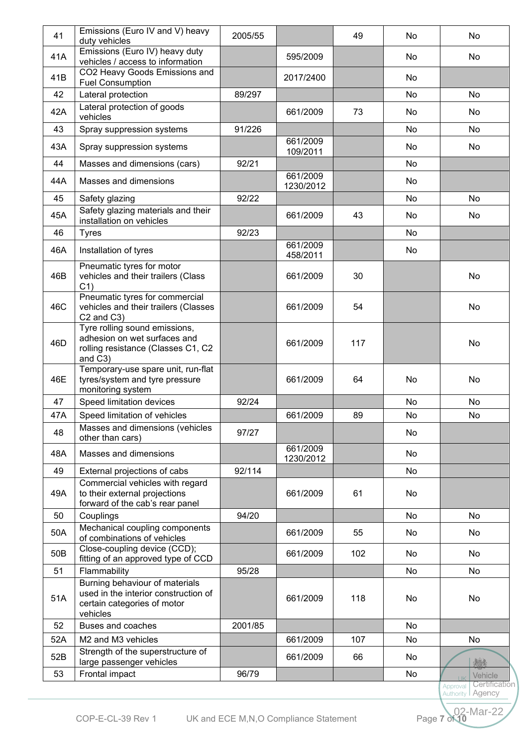| 41 | Emissions (Euro IV and V) heavy duty vehicles | 2005/55 | | 49 | No | No |
|---|---|---|---|---|---|---|
| 41A | Emissions (Euro IV) heavy duty vehicles / access to information | | 595/2009 | | No | No |
| 41B | CO2 Heavy Goods Emissions and Fuel Consumption | | 2017/2400 | | No | |
| 42 | Lateral protection | 89/297 | | | No | No |
| 42A | Lateral protection of goods vehicles | | 661/2009 | 73 | No | No |
| 43 | Spray suppression systems | 91/226 | | | No | No |
| 43A | Spray suppression systems | | 661/2009 109/2011 | | No | No |
| 44 | Masses and dimensions (cars) | 92/21 | | | No | |
| 44A | Masses and dimensions | | 661/2009 1230/2012 | | No | |
| 45 | Safety glazing | 92/22 | | | No | No |
| 45A | Safety glazing materials and their installation on vehicles | | 661/2009 | 43 | No | No |
| 46 | Tyres | 92/23 | | | No | |
| 46A | Installation of tyres | | 661/2009 458/2011 | | No | |
| 46B | Pneumatic tyres for motor vehicles and their trailers (Class C1) | | 661/2009 | 30 | | No |
| 46C | Pneumatic tyres for commercial vehicles and their trailers (Classes C2 and C3) | | 661/2009 | 54 | | No |
| 46D | Tyre rolling sound emissions, adhesion on wet surfaces and rolling resistance (Classes C1, C2 and C3) | | 661/2009 | 117 | | No |
| 46E | Temporary-use spare unit, run-flat tyres/system and tyre pressure monitoring system | | 661/2009 | 64 | No | No |
| 47 | Speed limitation devices | 92/24 | | | No | No |
| 47A | Speed limitation of vehicles | | 661/2009 | 89 | No | No |
| 48 | Masses and dimensions (vehicles other than cars) | 97/27 | | | No | |
| 48A | Masses and dimensions | | 661/2009 1230/2012 | | No | |
| 49 | External projections of cabs | 92/114 | | | No | |
| 49A | Commercial vehicles with regard to their external projections forward of the cab's rear panel | | 661/2009 | 61 | No | |
| 50 | Couplings | 94/20 | | | No | No |
| 50A | Mechanical coupling components of combinations of vehicles | | 661/2009 | 55 | No | No |
| 50B | Close-coupling device (CCD); fitting of an approved type of CCD | | 661/2009 | 102 | No | No |
| 51 | Flammability | 95/28 | | | No | No |
| 51A | Burning behaviour of materials used in the interior construction of certain categories of motor vehicles | | 661/2009 | 118 | No | No |
| 52 | Buses and coaches | 2001/85 | | | No | |
| 52A | M2 and M3 vehicles | | 661/2009 | 107 | No | No |
| 52B | Strength of the superstructure of large passenger vehicles | | 661/2009 | 66 | No | |
| 53 | Frontal impact | 96/79 | | | No | |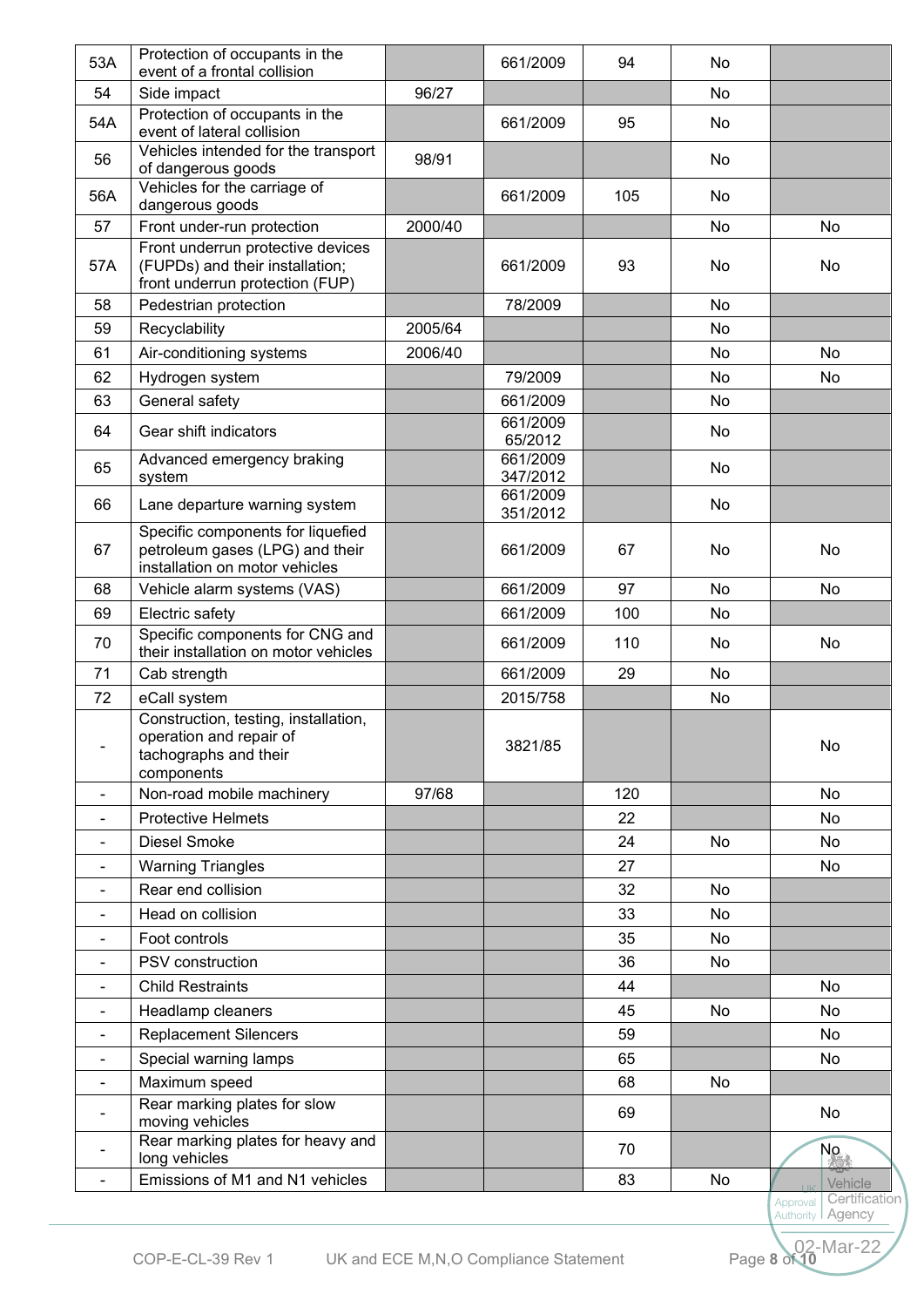| 53A | Protection of occupants in the event of a frontal collision | | 661/2009 | 94 | No | |
|---|---|---|---|---|---|---|
| 54 | Side impact | 96/27 | | | No | |
| 54A | Protection of occupants in the event of lateral collision | | 661/2009 | 95 | No | |
| 56 | Vehicles intended for the transport of dangerous goods | 98/91 | | | No | |
| 56A | Vehicles for the carriage of dangerous goods | | 661/2009 | 105 | No | |
| 57 | Front under-run protection | 2000/40 | | | No | No |
| 57A | Front underrun protective devices (FUPDs) and their installation; front underrun protection (FUP) | | 661/2009 | 93 | No | No |
| 58 | Pedestrian protection | | 78/2009 | | No | |
| 59 | Recyclability | 2005/64 | | | No | |
| 61 | Air-conditioning systems | 2006/40 | | | No | No |
| 62 | Hydrogen system | | 79/2009 | | No | No |
| 63 | General safety | | 661/2009 | | No | |
| 64 | Gear shift indicators | | 661/2009 65/2012 | | No | |
| 65 | Advanced emergency braking system | | 661/2009 347/2012 | | No | |
| 66 | Lane departure warning system | | 661/2009 351/2012 | | No | |
| 67 | Specific components for liquefied petroleum gases (LPG) and their installation on motor vehicles | | 661/2009 | 67 | No | No |
| 68 | Vehicle alarm systems (VAS) | | 661/2009 | 97 | No | No |
| 69 | Electric safety | | 661/2009 | 100 | No | |
| 70 | Specific components for CNG and their installation on motor vehicles | | 661/2009 | 110 | No | No |
| 71 | Cab strength | | 661/2009 | 29 | No | |
| 72 | eCall system | | 2015/758 | | No | |
| - | Construction, testing, installation, operation and repair of tachographs and their components | | 3821/85 | | | No |
| - | Non-road mobile machinery | 97/68 | | 120 | | No |
| - | Protective Helmets | | | 22 | | No |
| - | Diesel Smoke | | | 24 | No | No |
| - | Warning Triangles | | | 27 | | No |
| - | Rear end collision | | | 32 | No | |
| - | Head on collision | | | 33 | No | |
| - | Foot controls | | | 35 | No | |
| - | PSV construction | | | 36 | No | |
| - | Child Restraints | | | 44 | | No |
| - | Headlamp cleaners | | | 45 | No | No |
| - | Replacement Silencers | | | 59 | | No |
| - | Special warning lamps | | | 65 | | No |
| - | Maximum speed | | | 68 | No | |
| - | Rear marking plates for slow moving vehicles | | | 69 | | No |
| - | Rear marking plates for heavy and long vehicles | | | 70 | | No |
| - | Emissions of M1 and N1 vehicles | | | 83 | No | |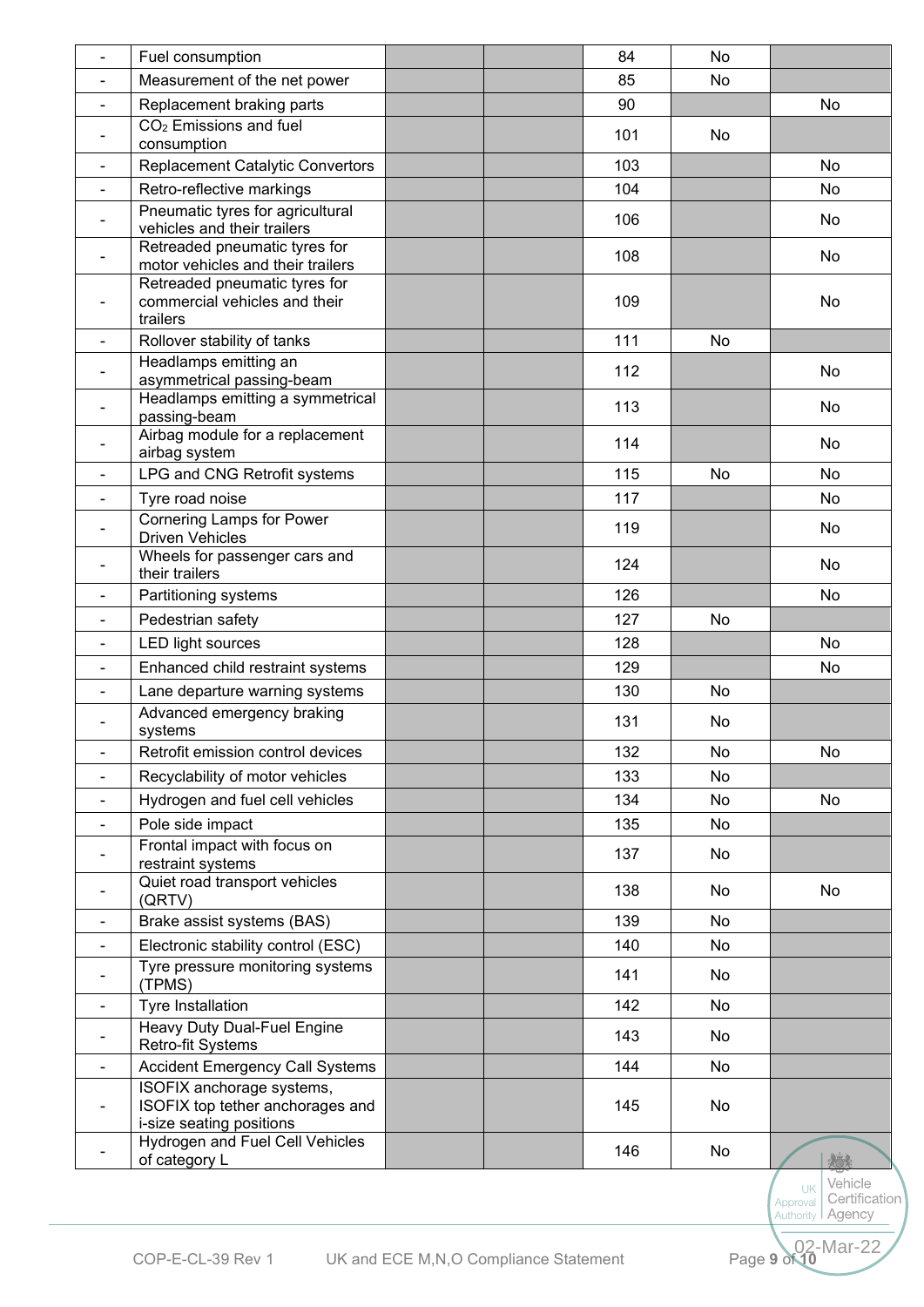| | | | | | | |
|---|---|---|---|---|---|---|
| - | Fuel consumption | | | 84 | No | |
| - | Measurement of the net power | | | 85 | No | |
| - | Replacement braking parts | | | 90 | | No |
| - | $CO_2$ Emissions and fuel consumption | | | 101 | No | |
| - | Replacement Catalytic Convertors | | | 103 | | No |
| - | Retro-reflective markings | | | 104 | | No |
| - | Pneumatic tyres for agricultural vehicles and their trailers | | | 106 | | No |
| - | Retreaded pneumatic tyres for motor vehicles and their trailers | | | 108 | | No |
| - | Retreaded pneumatic tyres for commercial vehicles and their trailers | | | 109 | | No |
| - | Rollover stability of tanks | | | 111 | No | |
| - | Headlamps emitting an asymmetrical passing-beam | | | 112 | | No |
| - | Headlamps emitting a symmetrical passing-beam | | | 113 | | No |
| - | Airbag module for a replacement airbag system | | | 114 | | No |
| - | LPG and CNG Retrofit systems | | | 115 | No | No |
| - | Tyre road noise | | | 117 | | No |
| - | Cornering Lamps for Power Driven Vehicles | | | 119 | | No |
| - | Wheels for passenger cars and their trailers | | | 124 | | No |
| - | Partitioning systems | | | 126 | | No |
| - | Pedestrian safety | | | 127 | No | |
| - | LED light sources | | | 128 | | No |
| - | Enhanced child restraint systems | | | 129 | | No |
| - | Lane departure warning systems | | | 130 | No | |
| - | Advanced emergency braking systems | | | 131 | No | |
| - | Retrofit emission control devices | | | 132 | No | No |
| - | Recyclability of motor vehicles | | | 133 | No | |
| - | Hydrogen and fuel cell vehicles | | | 134 | No | No |
| - | Pole side impact | | | 135 | No | |
| - | Frontal impact with focus on restraint systems | | | 137 | No | |
| - | Quiet road transport vehicles (QRTV) | | | 138 | No | No |
| - | Brake assist systems (BAS) | | | 139 | No | |
| - | Electronic stability control (ESC) | | | 140 | No | |
| - | Tyre pressure monitoring systems (TPMS) | | | 141 | No | |
| - | Tyre Installation | | | 142 | No | |
| - | Heavy Duty Dual-Fuel Engine Retro-fit Systems | | | 143 | No | |
| - | Accident Emergency Call Systems | | | 144 | No | |
| - | ISOFIX anchorage systems, ISOFIX top tether anchorages and i-size seating positions | | | 145 | No | |
| - | Hydrogen and Fuel Cell Vehicles of category L | | | 146 | No | |

UK Approval Authority | Vehicle Certification Agency

02-Mar-22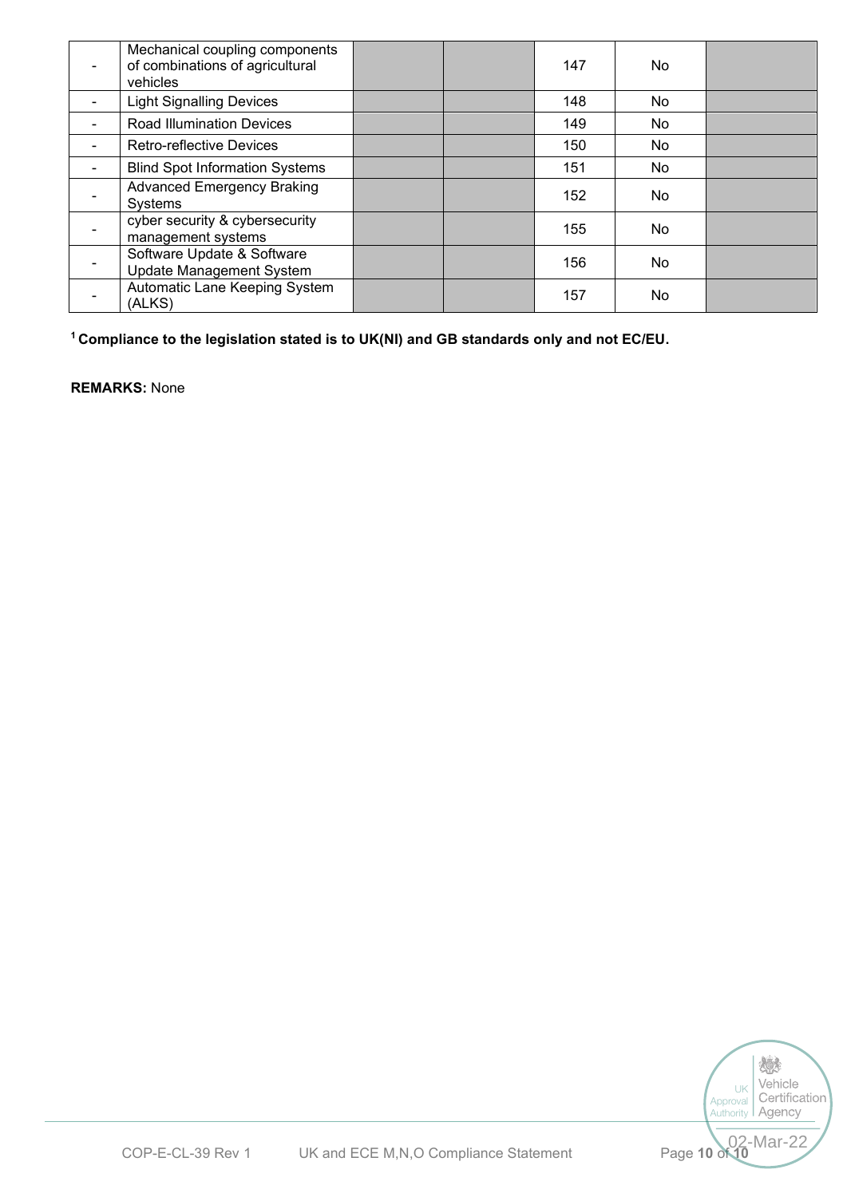| | | | | | | |
|---|---|---|---|---|---|---|
| - | Mechanical coupling components of combinations of agricultural vehicles | | | 147 | No | |
| - | Light Signalling Devices | | | 148 | No | |
| - | Road Illumination Devices | | | 149 | No | |
| - | Retro-reflective Devices | | | 150 | No | |
| - | Blind Spot Information Systems | | | 151 | No | |
| - | Advanced Emergency Braking Systems | | | 152 | No | |
| - | cyber security & cybersecurity management systems | | | 155 | No | |
| - | Software Update & Software Update Management System | | | 156 | No | |
| - | Automatic Lane Keeping System (ALKS) | | | 157 | No | |

**[1] Compliance to the legislation stated is to UK(NI) and GB standards only and not EC/EU.**

**REMARKS:** None

UK Approval Authority | Vehicle Certification Agency

02-Mar-22